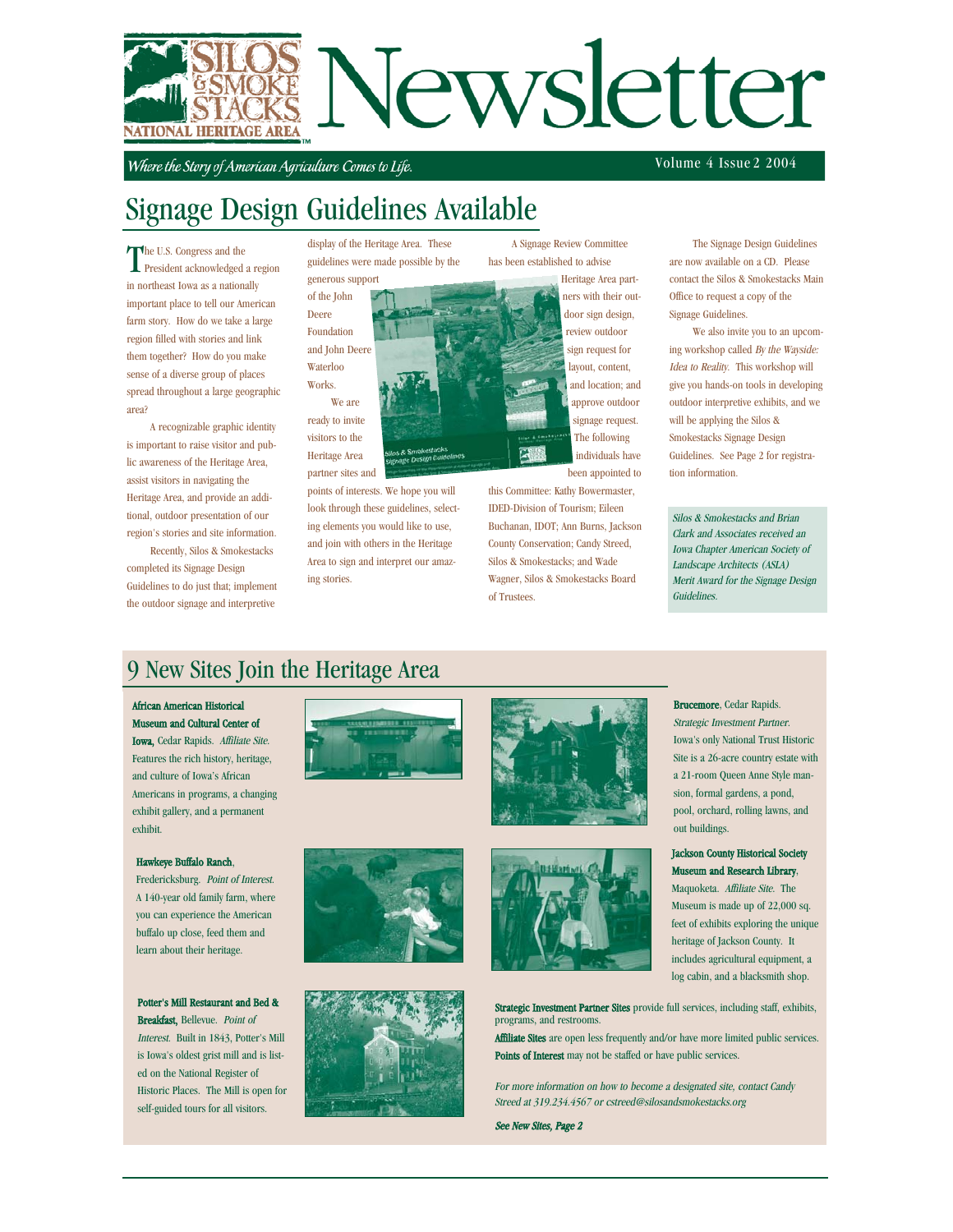# Silos & Smokestacks National Heritage Area Newsletter

*Where the Story of American Agriculture Comes to Life.*

Volume 4 Issue 2 2004

## Signage Design Guidelines Available

The U.S. Congress and the President acknowledged a region in northeast Iowa as a nationally important place to tell our American farm story. How do we take a large region filled with stories and link them together? How do you make sense of a diverse group of places spread throughout a large geographic area?

A recognizable graphic identity is important to raise visitor and public awareness of the Heritage Area, assist visitors in navigating the Heritage Area, and provide an additional, outdoor presentation of our region's stories and site information.

Recently, Silos & Smokestacks completed its Signage Design Guidelines to do just that; implement the outdoor signage and interpretive display of the Heritage Area. These guidelines were made possible by the generous support of the John Deere Foundation and John Deere Waterloo Works.

We are ready to invite visitors to the Heritage Area partner sites and points of interests. We hope you will look through these guidelines, selecting elements you would like to use, and join with others in the Heritage Area to sign and interpret our amazing stories.

A Signage Review Committee has been established to advise Heritage Area partners with their outdoor sign design, review outdoor sign request for layout, content, and location; and approve outdoor signage request. The following individuals have been appointed to this Committee: Kathy Bowermaster, IDED-Division of Tourism; Eileen Buchanan, IDOT; Ann Burns, Jackson County Conservation; Candy Streed, Silos & Smokestacks; and Wade Wagner, Silos & Smokestacks Board of Trustees.

The Signage Design Guidelines are now available on a CD. Please contact the Silos & Smokestacks Main Office to request a copy of the Signage Guidelines.

We also invite you to an upcoming workshop called *By the Wayside: Idea to Reality*. This workshop will give you hands-on tools in developing outdoor interpretive exhibits, and we will be applying the Silos & Smokestacks Signage Design Guidelines. See Page 2 for registration information.

*Silos & Smokestacks and Brian Clark and Associates received an Iowa Chapter American Society of Landscape Architects (ASLA) Merit Award for the Signage Design Guidelines.*

## 9 New Sites Join the Heritage Area

**African American Historical Museum and Cultural Center of Iowa,** Cedar Rapids. *Affiliate Site.* Features the rich history, heritage, and culture of Iowa's African Americans in programs, a changing exhibit gallery, and a permanent exhibit.

**Hawkeye Buffalo Ranch**, Fredericksburg. *Point of Interest.* A 140-year old family farm, where you can experience the American buffalo up close, feed them and learn about their heritage.

**Potter's Mill Restaurant and Bed & Breakfast,** Bellevue. *Point of Interest.* Built in 1843, Potter's Mill is Iowa's oldest grist mill and is listed on the National Register of Historic Places. The Mill is open for self-guided tours for all visitors.

**Brucemore**, Cedar Rapids. *Strategic Investment Partner.* Iowa's only National Trust Historic Site is a 26-acre country estate with a 21-room Queen Anne Style mansion, formal gardens, a pond, pool, orchard, rolling lawns, and out buildings.

**Jackson County Historical Society Museum and Research Library**, Maquoketa. *Affiliate Site.* The Museum is made up of 22,000 sq. feet of exhibits exploring the unique heritage of Jackson County. It includes agricultural equipment, a log cabin, and a blacksmith shop.

**Strategic Investment Partner Sites** provide full services, including staff, exhibits, programs, and restrooms.

**Affiliate Sites** are open less frequently and/or have more limited public services.

**Points of Interest** may not be staffed or have public services.

*For more information on how to become a designated site, contact Candy Streed at 319.234.4567 or cstreed@silosandsmokestacks.org*

***See New Sites, Page 2***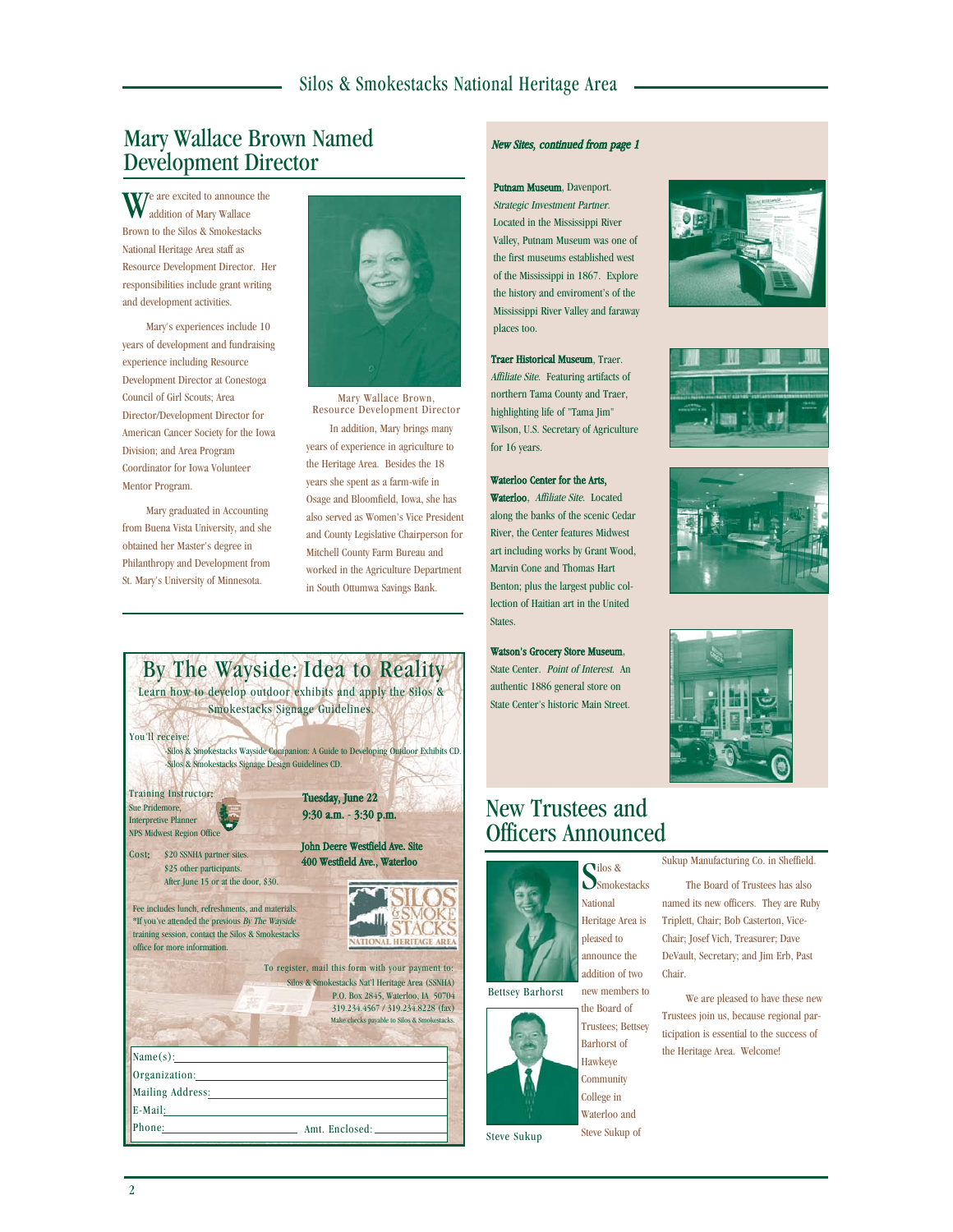# Mary Wallace Brown Named Development Director

We are excited to announce the addition of Mary Wallace Brown to the Silos & Smokestacks National Heritage Area staff as Resource Development Director. Her responsibilities include grant writing and development activities.

Mary's experiences include 10 years of development and fundraising experience including Resource Development Director at Conestoga Council of Girl Scouts; Area Director/Development Director for American Cancer Society for the Iowa Division; and Area Program Coordinator for Iowa Volunteer Mentor Program.

Mary graduated in Accounting from Buena Vista University, and she obtained her Master's degree in Philanthropy and Development from St. Mary's University of Minnesota.

Mary Wallace Brown, Resource Development Director

In addition, Mary brings many years of experience in agriculture to the Heritage Area. Besides the 18 years she spent as a farm-wife in Osage and Bloomfield, Iowa, she has also served as Women's Vice President and County Legislative Chairperson for Mitchell County Farm Bureau and worked in the Agriculture Department in South Ottumwa Savings Bank.

## By The Wayside: Idea to Reality

Learn how to develop outdoor exhibits and apply the Silos & Smokestacks Signage Guidelines.

You'll receive:

- Silos & Smokestacks Wayside Companion: A Guide to Developing Outdoor Exhibits CD.
- Silos & Smokestacks Signage Design Guidelines CD.

Training Instructor:
Sue Pridemore,
Interpretive Planner
NPS Midwest Region Office

**Tuesday, June 22**
**9:30 a.m. - 3:30 p.m.**

**John Deere Westfield Ave. Site**
**400 Westfield Ave., Waterloo**

Cost: $20 SSNHA partner sites.
$25 other participants.
After June 15 or at the door, $30.

Fee includes lunch, refreshments, and materials.
*If you've attended the previous *By The Wayside* training session, contact the Silos & Smokestacks office for more information.

To register, mail this form with your payment to:
Silos & Smokestacks Nat'l Heritage Area (SSNHA)
P.O. Box 2845, Waterloo, IA 50704
319.234.4567 / 319.234.8228 (fax)
Make checks payable to Silos & Smokestacks.

Name(s): ____________________
Organization: ____________________
Mailing Address: ____________________
E-Mail: ____________________
Phone: ____________________ Amt. Enclosed: ____________

***New Sites, continued from page 1***

**Putnam Museum**, Davenport. *Strategic Investment Partner.* Located in the Mississippi River Valley, Putnam Museum was one of the first museums established west of the Mississippi in 1867. Explore the history and enviroment's of the Mississippi River Valley and faraway places too.

**Traer Historical Museum**, Traer. *Affiliate Site.* Featuring artifacts of northern Tama County and Traer, highlighting life of "Tama Jim" Wilson, U.S. Secretary of Agriculture for 16 years.

**Waterloo Center for the Arts, Waterloo**. *Affiliate Site.* Located along the banks of the scenic Cedar River, the Center features Midwest art including works by Grant Wood, Marvin Cone and Thomas Hart Benton; plus the largest public collection of Haitian art in the United States.

**Watson's Grocery Store Museum**, State Center. *Point of Interest.* An authentic 1886 general store on State Center's historic Main Street.

# New Trustees and Officers Announced

Bettsey Barhorst

Steve Sukup

Silos & Smokestacks National Heritage Area is pleased to announce the addition of two new members to the Board of Trustees; Bettsey Barhorst of Hawkeye Community College in Waterloo and Steve Sukup of Sukup Manufacturing Co. in Sheffield.

The Board of Trustees has also named its new officers. They are Ruby Triplett, Chair; Bob Casterton, Vice-Chair; Josef Vich, Treasurer; Dave DeVault, Secretary; and Jim Erb, Past Chair.

We are pleased to have these new Trustees join us, because regional participation is essential to the success of the Heritage Area. Welcome!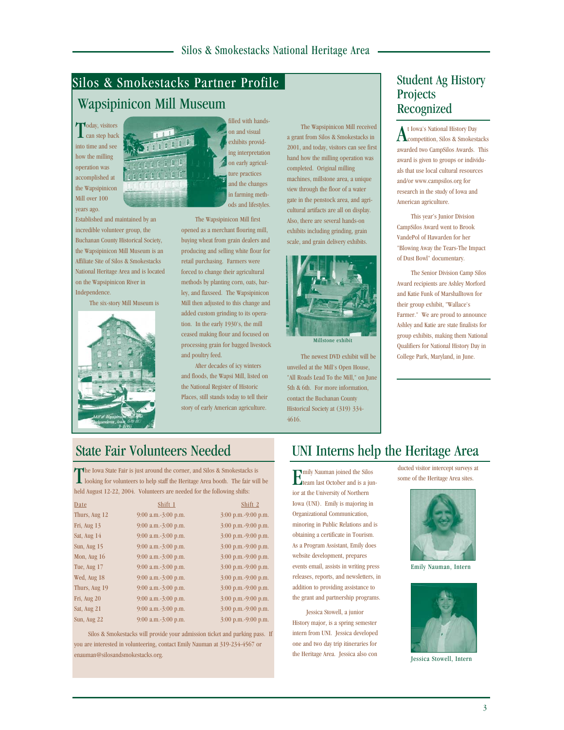## Silos & Smokestacks Partner Profile

# Wapsipinicon Mill Museum

Today, visitors can step back into time and see how the milling operation was accomplished at the Wapsipinicon Mill over 100 years ago. Established and maintained by an incredible volunteer group, the Buchanan County Historical Society, the Wapsipinicon Mill Museum is an Affiliate Site of Silos & Smokestacks National Heritage Area and is located on the Wapsipinicon River in Independence.

The six-story Mill Museum is filled with hands-on and visual exhibits providing interpretation on early agriculture practices and the changes in farming methods and lifestyles.

The Wapsipinicon Mill first opened as a merchant flouring mill, buying wheat from grain dealers and producing and selling white flour for retail purchasing. Farmers were forced to change their agricultural methods by planting corn, oats, barley, and flaxseed. The Wapsipinicon Mill then adjusted to this change and added custom grinding to its operation. In the early 1930's, the mill ceased making flour and focused on processing grain for bagged livestock and poultry feed.

After decades of icy winters and floods, the Wapsi Mill, listed on the National Register of Historic Places, still stands today to tell their story of early American agriculture.

The Wapsipinicon Mill received a grant from Silos & Smokestacks in 2001, and today, visitors can see first hand how the milling operation was completed. Original milling machines, millstone area, a unique view through the floor of a water gate in the penstock area, and agricultural artifacts are all on display. Also, there are several hands-on exhibits including grinding, grain scale, and grain delivery exhibits.

Millstone exhibit

The newest DVD exhibit will be unveiled at the Mill's Open House, "All Roads Lead To the Mill," on June 5th & 6th. For more information, contact the Buchanan County Historical Society at (319) 334-4616.

# Student Ag History Projects Recognized

At Iowa's National History Day competition, Silos & Smokestacks awarded two CampSilos Awards. This award is given to groups or individuals that use local cultural resources and/or www.campsilos.org for research in the study of Iowa and American agriculture.

This year's Junior Division CampSilos Award went to Brook VandePol of Hawarden for her "Blowing Away the Tears-The Impact of Dust Bowl" documentary.

The Senior Division Camp Silos Award recipients are Ashley Morford and Katie Funk of Marshalltown for their group exhibit, "Wallace's Farmer." We are proud to announce Ashley and Katie are state finalists for group exhibits, making them National Qualifiers for National History Day in College Park, Maryland, in June.

# State Fair Volunteers Needed

The Iowa State Fair is just around the corner, and Silos & Smokestacks is looking for volunteers to help staff the Heritage Area booth. The fair will be held August 12-22, 2004. Volunteers are needed for the following shifts:

| Date | Shift 1 | Shift 2 |
|---|---|---|
| Thurs, Aug 12 | 9:00 a.m.-3:00 p.m. | 3:00 p.m.-9:00 p.m. |
| Fri, Aug 13 | 9:00 a.m.-3:00 p.m. | 3:00 p.m.-9:00 p.m. |
| Sat, Aug 14 | 9:00 a.m.-3:00 p.m. | 3:00 p.m.-9:00 p.m. |
| Sun, Aug 15 | 9:00 a.m.-3:00 p.m. | 3:00 p.m.-9:00 p.m. |
| Mon, Aug 16 | 9:00 a.m.-3:00 p.m. | 3:00 p.m.-9:00 p.m. |
| Tue, Aug 17 | 9:00 a.m.-3:00 p.m. | 3:00 p.m.-9:00 p.m. |
| Wed, Aug 18 | 9:00 a.m.-3:00 p.m. | 3:00 p.m.-9:00 p.m. |
| Thurs, Aug 19 | 9:00 a.m.-3:00 p.m. | 3:00 p.m.-9:00 p.m. |
| Fri, Aug 20 | 9:00 a.m.-3:00 p.m. | 3:00 p.m.-9:00 p.m. |
| Sat, Aug 21 | 9:00 a.m.-3:00 p.m. | 3:00 p.m.-9:00 p.m. |
| Sun, Aug 22 | 9:00 a.m.-3:00 p.m. | 3:00 p.m.-9:00 p.m. |

Silos & Smokestacks will provide your admission ticket and parking pass. If you are interested in volunteering, contact Emily Nauman at 319-234-4567 or enauman@silosandsmokestacks.org.

# UNI Interns help the Heritage Area

Emily Nauman joined the Silos team last October and is a junior at the University of Northern Iowa (UNI). Emily is majoring in Organizational Communication, minoring in Public Relations and is obtaining a certificate in Tourism. As a Program Assistant, Emily does website development, prepares events email, assists in writing press releases, reports, and newsletters, in addition to providing assistance to the grant and partnership programs.

Jessica Stowell, a junior History major, is a spring semester intern from UNI. Jessica developed one and two day trip itineraries for the Heritage Area. Jessica also conducted visitor intercept surveys at some of the Heritage Area sites.

Emily Nauman, Intern

Jessica Stowell, Intern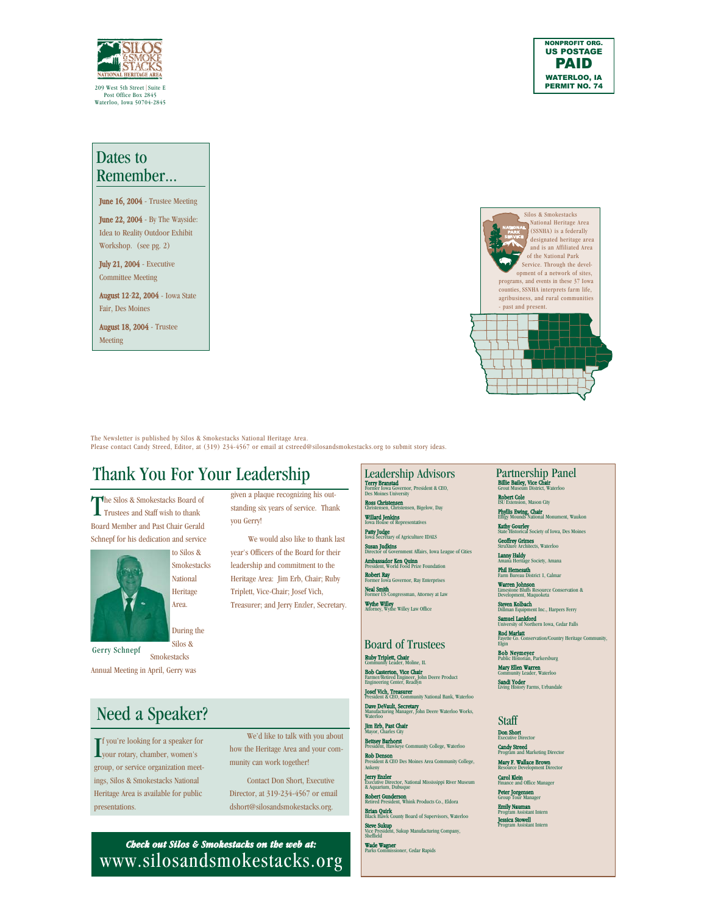SILOS & SMOKE STACKS NATIONAL HERITAGE AREA

209 West 5th Street | Suite E
Post Office Box 2845
Waterloo, Iowa 50704-2845

NONPROFIT ORG.
US POSTAGE
PAID
WATERLOO, IA
PERMIT NO. 74

## Dates to Remember...

**June 16, 2004** - Trustee Meeting

**June 22, 2004** - By The Wayside: Idea to Reality Outdoor Exhibit Workshop. (see pg. 2)

**July 21, 2004** - Executive Committee Meeting

**August 12-22, 2004** - Iowa State Fair, Des Moines

**August 18, 2004** - Trustee Meeting

Silos & Smokestacks National Heritage Area (SSNHA) is a federally designated heritage area and is an Affiliated Area of the National Park Service. Through the development of a network of sites, programs, and events in these 37 Iowa counties, SSNHA interprets farm life, agribusiness, and rural communities - past and present.

The Newsletter is published by Silos & Smokestacks National Heritage Area.
Please contact Candy Streed, Editor, at (319) 234-4567 or email at cstreed@silosandsmokestacks.org to submit story ideas.

# Thank You For Your Leadership

The Silos & Smokestacks Board of Trustees and Staff wish to thank Board Member and Past Chair Gerald Schnepf for his dedication and service to Silos & Smokestacks National Heritage Area.

Gerry Schnepf

During the Silos & Smokestacks Annual Meeting in April, Gerry was given a plaque recognizing his outstanding six years of service. Thank you Gerry!

We would also like to thank last year's Officers of the Board for their leadership and commitment to the Heritage Area: Jim Erb, Chair; Ruby Triplett, Vice-Chair; Josef Vich, Treasurer; and Jerry Enzler, Secretary.

# Need a Speaker?

If you're looking for a speaker for your rotary, chamber, women's group, or service organization meetings, Silos & Smokestacks National Heritage Area is available for public presentations.

We'd like to talk with you about how the Heritage Area and your community can work together!

Contact Don Short, Executive Director, at 319-234-4567 or email dshort@silosandsmokestacks.org.

***Check out Silos & Smokestacks on the web at:***
www.silosandsmokestacks.org

## Leadership Advisors

**Terry Branstad**
Former Iowa Governor, President & CEO, Des Moines University

**Ross Christensen**
Christensen, Christensen, Bigelow, Day

**Willard Jenkins**
Iowa House of Representatives

**Patty Judge**
Iowa Secretary of Agriculture IDALS

**Susan Judkins**
Director of Government Affairs, Iowa League of Cities

**Ambassador Ken Quinn**
President, World Food Prize Foundation

**Robert Ray**
Former Iowa Governor, Ray Enterprises

**Neal Smith**
Former US Congressman, Attorney at Law

**Wythe Willey**
Attorney, Wythe Willey Law Office

## Board of Trustees

**Ruby Triplett, Chair**
Community Leader, Moline, IL

**Bob Casterton, Vice Chair**
Farmer/Retired Engineer, John Deere Product Engineering Center, Readlyn

**Josef Vich, Treasurer**
President & CEO, Community National Bank, Waterloo

**Dave DeVault, Secretary**
Manufacturing Manager, John Deere Waterloo Works, Waterloo

**Jim Erb, Past Chair**
Mayor, Charles City

**Bettsey Barhorst**
President, Hawkeye Community College, Waterloo

**Rob Denson**
President & CEO Des Moines Area Community College, Ankeny

**Jerry Enzler**
Executive Director, National Mississippi River Museum & Aquarium, Dubuque

**Robert Gunderson**
Retired President, Whink Products Co., Eldora

**Brian Quirk**
Black Hawk County Board of Supervisors, Waterloo

**Steve Sukup**
Vice President, Sukup Manufacturing Company, Sheffield

**Wade Wagner**
Parks Commissioner, Cedar Rapids

## Partnership Panel

**Billie Bailey, Vice Chair**
Grout Museum District, Waterloo

**Robert Cole**
ISU Extension, Mason City

**Phyllis Ewing, Chair**
Effigy Mounds National Monument, Waukon

**Kathy Gourley**
State Historical Society of Iowa, Des Moines

**Geoffrey Grimes**
StruXture Architects, Waterloo

**Lanny Haldy**
Amana Heritage Society, Amana

**Phil Hemesath**
Farm Bureau District 1, Calmar

**Warren Johnson**
Limestone Bluffs Resource Conservation & Development, Maquoketa

**Steven Kolbach**
Dillman Equipment Inc., Harpers Ferry

**Samuel Lankford**
University of Northern Iowa, Cedar Falls

**Rod Marlatt**
Fayette Co. Conservation/Country Heritage Community, Elgin

**Bob Neymeyer**
Public Historian, Parkersburg

**Mary Ellen Warren**
Community Leader, Waterloo

**Sandi Yoder**
Living History Farms, Urbandale

## Staff

**Don Short**
Executive Director

**Candy Streed**
Program and Marketing Director

**Mary F. Wallace Brown**
Resource Development Director

**Carol Klein**
Finance and Office Manager

**Peter Jorgensen**
Group Tour Manager

**Emily Nauman**
Program Assistant Intern

**Jessica Stowell**
Program Assistant Intern